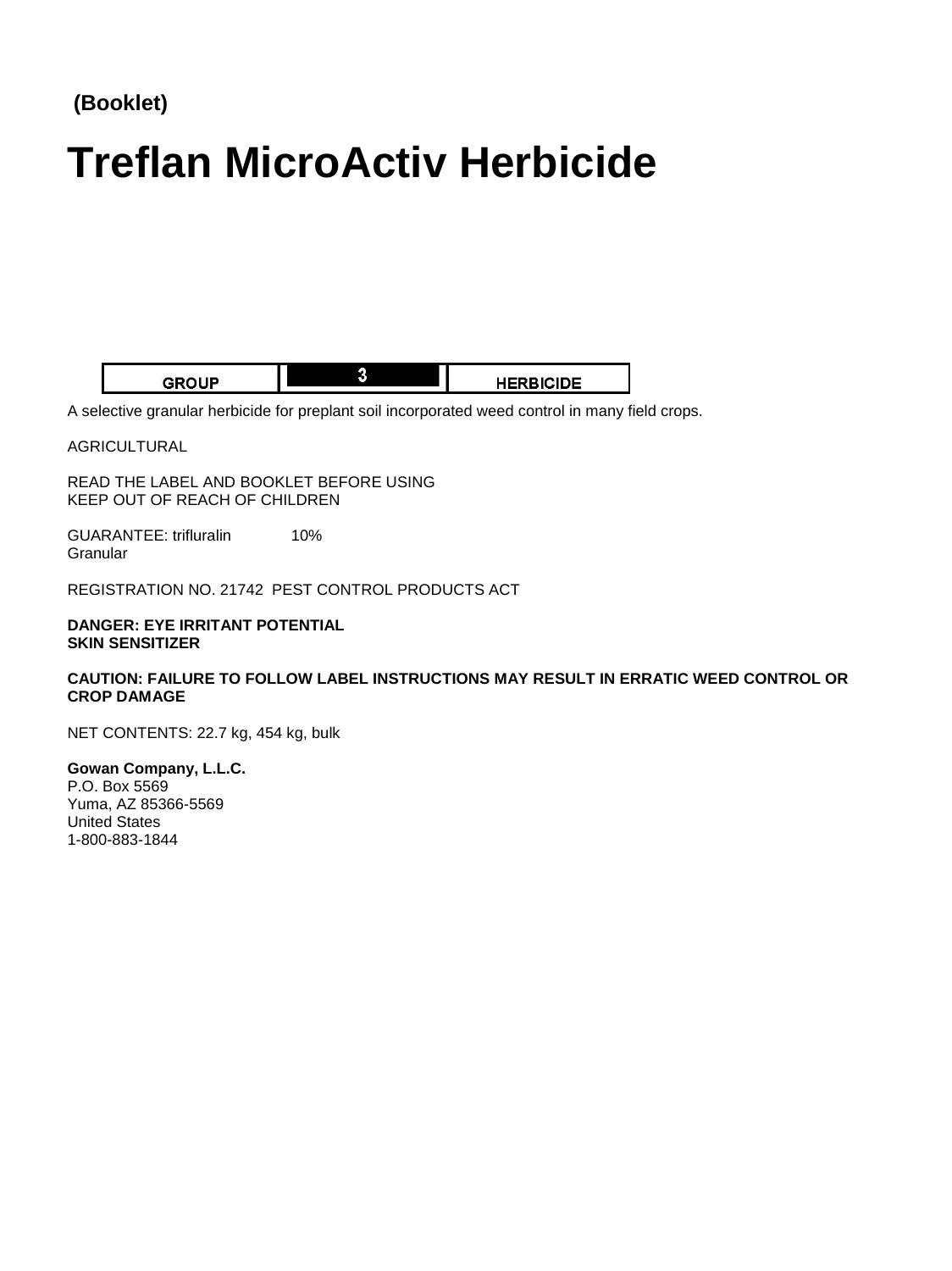**(Booklet)**

# Treflan MicroActiv Herbicide

| GROUP | 3 | HERBICIDE |
|---|---|---|

A selective granular herbicide for preplant soil incorporated weed control in many field crops.

AGRICULTURAL

READ THE LABEL AND BOOKLET BEFORE USING
KEEP OUT OF REACH OF CHILDREN

GUARANTEE: trifluralin 10%
Granular

REGISTRATION NO. 21742 PEST CONTROL PRODUCTS ACT

**DANGER: EYE IRRITANT POTENTIAL**
**SKIN SENSITIZER**

**CAUTION: FAILURE TO FOLLOW LABEL INSTRUCTIONS MAY RESULT IN ERRATIC WEED CONTROL OR CROP DAMAGE**

NET CONTENTS: 22.7 kg, 454 kg, bulk

**Gowan Company, L.L.C.**
P.O. Box 5569
Yuma, AZ 85366-5569
United States
1-800-883-1844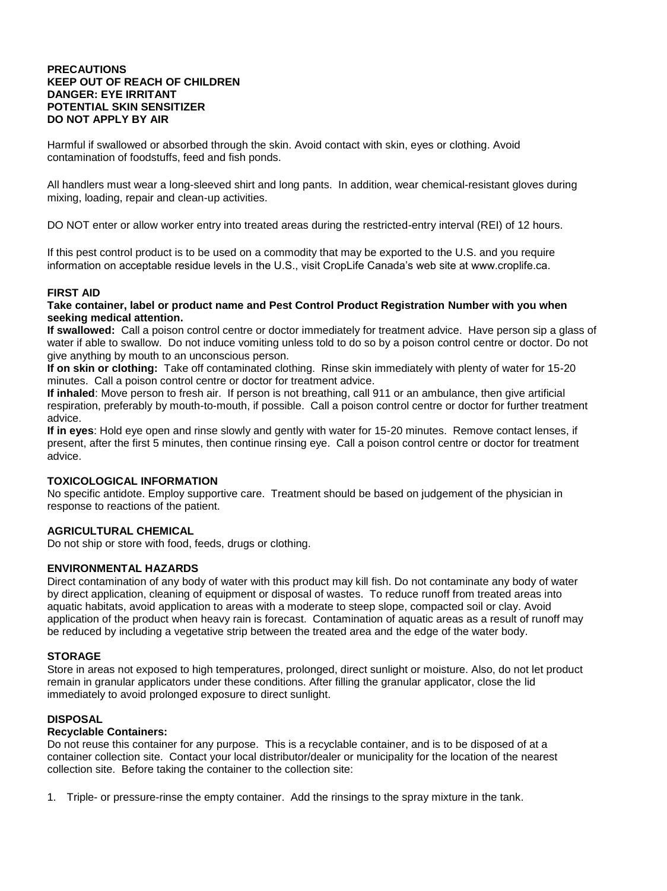**PRECAUTIONS**
**KEEP OUT OF REACH OF CHILDREN**
**DANGER: EYE IRRITANT**
**POTENTIAL SKIN SENSITIZER**
**DO NOT APPLY BY AIR**

Harmful if swallowed or absorbed through the skin. Avoid contact with skin, eyes or clothing. Avoid contamination of foodstuffs, feed and fish ponds.

All handlers must wear a long-sleeved shirt and long pants. In addition, wear chemical-resistant gloves during mixing, loading, repair and clean-up activities.

DO NOT enter or allow worker entry into treated areas during the restricted-entry interval (REI) of 12 hours.

If this pest control product is to be used on a commodity that may be exported to the U.S. and you require information on acceptable residue levels in the U.S., visit CropLife Canada's web site at www.croplife.ca.

**FIRST AID**

**Take container, label or product name and Pest Control Product Registration Number with you when seeking medical attention.**

**If swallowed:** Call a poison control centre or doctor immediately for treatment advice. Have person sip a glass of water if able to swallow. Do not induce vomiting unless told to do so by a poison control centre or doctor. Do not give anything by mouth to an unconscious person.

**If on skin or clothing:** Take off contaminated clothing. Rinse skin immediately with plenty of water for 15-20 minutes. Call a poison control centre or doctor for treatment advice.

**If inhaled**: Move person to fresh air. If person is not breathing, call 911 or an ambulance, then give artificial respiration, preferably by mouth-to-mouth, if possible. Call a poison control centre or doctor for further treatment advice.

**If in eyes**: Hold eye open and rinse slowly and gently with water for 15-20 minutes. Remove contact lenses, if present, after the first 5 minutes, then continue rinsing eye. Call a poison control centre or doctor for treatment advice.

**TOXICOLOGICAL INFORMATION**

No specific antidote. Employ supportive care. Treatment should be based on judgement of the physician in response to reactions of the patient.

**AGRICULTURAL CHEMICAL**

Do not ship or store with food, feeds, drugs or clothing.

**ENVIRONMENTAL HAZARDS**

Direct contamination of any body of water with this product may kill fish. Do not contaminate any body of water by direct application, cleaning of equipment or disposal of wastes. To reduce runoff from treated areas into aquatic habitats, avoid application to areas with a moderate to steep slope, compacted soil or clay. Avoid application of the product when heavy rain is forecast. Contamination of aquatic areas as a result of runoff may be reduced by including a vegetative strip between the treated area and the edge of the water body.

**STORAGE**

Store in areas not exposed to high temperatures, prolonged, direct sunlight or moisture. Also, do not let product remain in granular applicators under these conditions. After filling the granular applicator, close the lid immediately to avoid prolonged exposure to direct sunlight.

**DISPOSAL**

**Recyclable Containers:**

Do not reuse this container for any purpose. This is a recyclable container, and is to be disposed of at a container collection site. Contact your local distributor/dealer or municipality for the location of the nearest collection site. Before taking the container to the collection site:

1. Triple- or pressure-rinse the empty container. Add the rinsings to the spray mixture in the tank.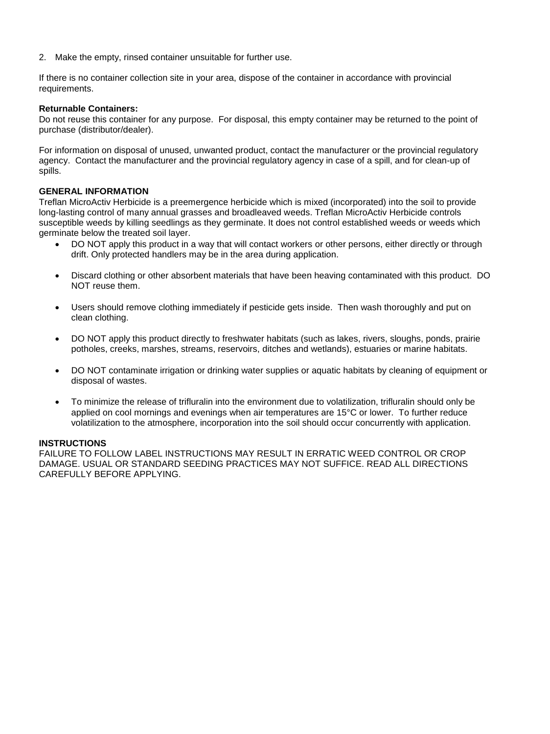2. Make the empty, rinsed container unsuitable for further use.

If there is no container collection site in your area, dispose of the container in accordance with provincial requirements.

**Returnable Containers:**
Do not reuse this container for any purpose. For disposal, this empty container may be returned to the point of purchase (distributor/dealer).

For information on disposal of unused, unwanted product, contact the manufacturer or the provincial regulatory agency. Contact the manufacturer and the provincial regulatory agency in case of a spill, and for clean-up of spills.

**GENERAL INFORMATION**
Treflan MicroActiv Herbicide is a preemergence herbicide which is mixed (incorporated) into the soil to provide long-lasting control of many annual grasses and broadleaved weeds. Treflan MicroActiv Herbicide controls susceptible weeds by killing seedlings as they germinate. It does not control established weeds or weeds which germinate below the treated soil layer.

- DO NOT apply this product in a way that will contact workers or other persons, either directly or through drift. Only protected handlers may be in the area during application.
- Discard clothing or other absorbent materials that have been heaving contaminated with this product. DO NOT reuse them.
- Users should remove clothing immediately if pesticide gets inside. Then wash thoroughly and put on clean clothing.
- DO NOT apply this product directly to freshwater habitats (such as lakes, rivers, sloughs, ponds, prairie potholes, creeks, marshes, streams, reservoirs, ditches and wetlands), estuaries or marine habitats.
- DO NOT contaminate irrigation or drinking water supplies or aquatic habitats by cleaning of equipment or disposal of wastes.
- To minimize the release of trifluralin into the environment due to volatilization, trifluralin should only be applied on cool mornings and evenings when air temperatures are 15°C or lower. To further reduce volatilization to the atmosphere, incorporation into the soil should occur concurrently with application.

**INSTRUCTIONS**
FAILURE TO FOLLOW LABEL INSTRUCTIONS MAY RESULT IN ERRATIC WEED CONTROL OR CROP DAMAGE. USUAL OR STANDARD SEEDING PRACTICES MAY NOT SUFFICE. READ ALL DIRECTIONS CAREFULLY BEFORE APPLYING.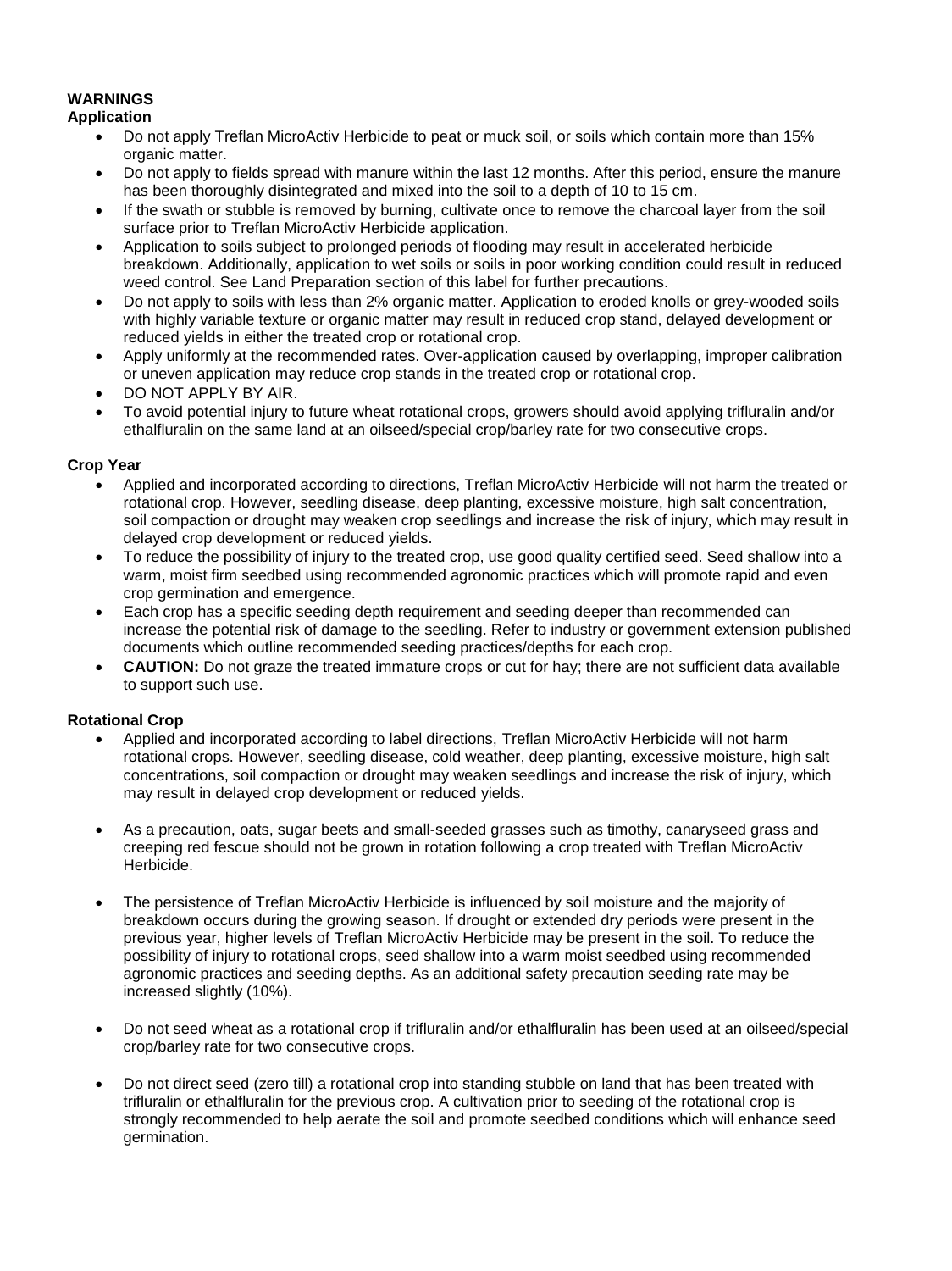**WARNINGS**

**Application**

- Do not apply Treflan MicroActiv Herbicide to peat or muck soil, or soils which contain more than 15% organic matter.
- Do not apply to fields spread with manure within the last 12 months. After this period, ensure the manure has been thoroughly disintegrated and mixed into the soil to a depth of 10 to 15 cm.
- If the swath or stubble is removed by burning, cultivate once to remove the charcoal layer from the soil surface prior to Treflan MicroActiv Herbicide application.
- Application to soils subject to prolonged periods of flooding may result in accelerated herbicide breakdown. Additionally, application to wet soils or soils in poor working condition could result in reduced weed control. See Land Preparation section of this label for further precautions.
- Do not apply to soils with less than 2% organic matter. Application to eroded knolls or grey-wooded soils with highly variable texture or organic matter may result in reduced crop stand, delayed development or reduced yields in either the treated crop or rotational crop.
- Apply uniformly at the recommended rates. Over-application caused by overlapping, improper calibration or uneven application may reduce crop stands in the treated crop or rotational crop.
- DO NOT APPLY BY AIR.
- To avoid potential injury to future wheat rotational crops, growers should avoid applying trifluralin and/or ethalfluralin on the same land at an oilseed/special crop/barley rate for two consecutive crops.

**Crop Year**

- Applied and incorporated according to directions, Treflan MicroActiv Herbicide will not harm the treated or rotational crop. However, seedling disease, deep planting, excessive moisture, high salt concentration, soil compaction or drought may weaken crop seedlings and increase the risk of injury, which may result in delayed crop development or reduced yields.
- To reduce the possibility of injury to the treated crop, use good quality certified seed. Seed shallow into a warm, moist firm seedbed using recommended agronomic practices which will promote rapid and even crop germination and emergence.
- Each crop has a specific seeding depth requirement and seeding deeper than recommended can increase the potential risk of damage to the seedling. Refer to industry or government extension published documents which outline recommended seeding practices/depths for each crop.
- **CAUTION:** Do not graze the treated immature crops or cut for hay; there are not sufficient data available to support such use.

**Rotational Crop**

- Applied and incorporated according to label directions, Treflan MicroActiv Herbicide will not harm rotational crops. However, seedling disease, cold weather, deep planting, excessive moisture, high salt concentrations, soil compaction or drought may weaken seedlings and increase the risk of injury, which may result in delayed crop development or reduced yields.
- As a precaution, oats, sugar beets and small-seeded grasses such as timothy, canaryseed grass and creeping red fescue should not be grown in rotation following a crop treated with Treflan MicroActiv Herbicide.
- The persistence of Treflan MicroActiv Herbicide is influenced by soil moisture and the majority of breakdown occurs during the growing season. If drought or extended dry periods were present in the previous year, higher levels of Treflan MicroActiv Herbicide may be present in the soil. To reduce the possibility of injury to rotational crops, seed shallow into a warm moist seedbed using recommended agronomic practices and seeding depths. As an additional safety precaution seeding rate may be increased slightly (10%).
- Do not seed wheat as a rotational crop if trifluralin and/or ethalfluralin has been used at an oilseed/special crop/barley rate for two consecutive crops.
- Do not direct seed (zero till) a rotational crop into standing stubble on land that has been treated with trifluralin or ethalfluralin for the previous crop. A cultivation prior to seeding of the rotational crop is strongly recommended to help aerate the soil and promote seedbed conditions which will enhance seed germination.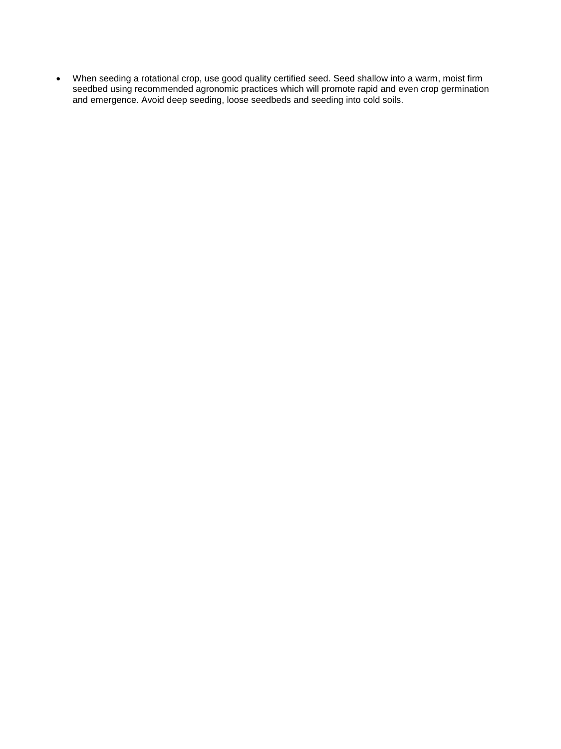- When seeding a rotational crop, use good quality certified seed. Seed shallow into a warm, moist firm seedbed using recommended agronomic practices which will promote rapid and even crop germination and emergence. Avoid deep seeding, loose seedbeds and seeding into cold soils.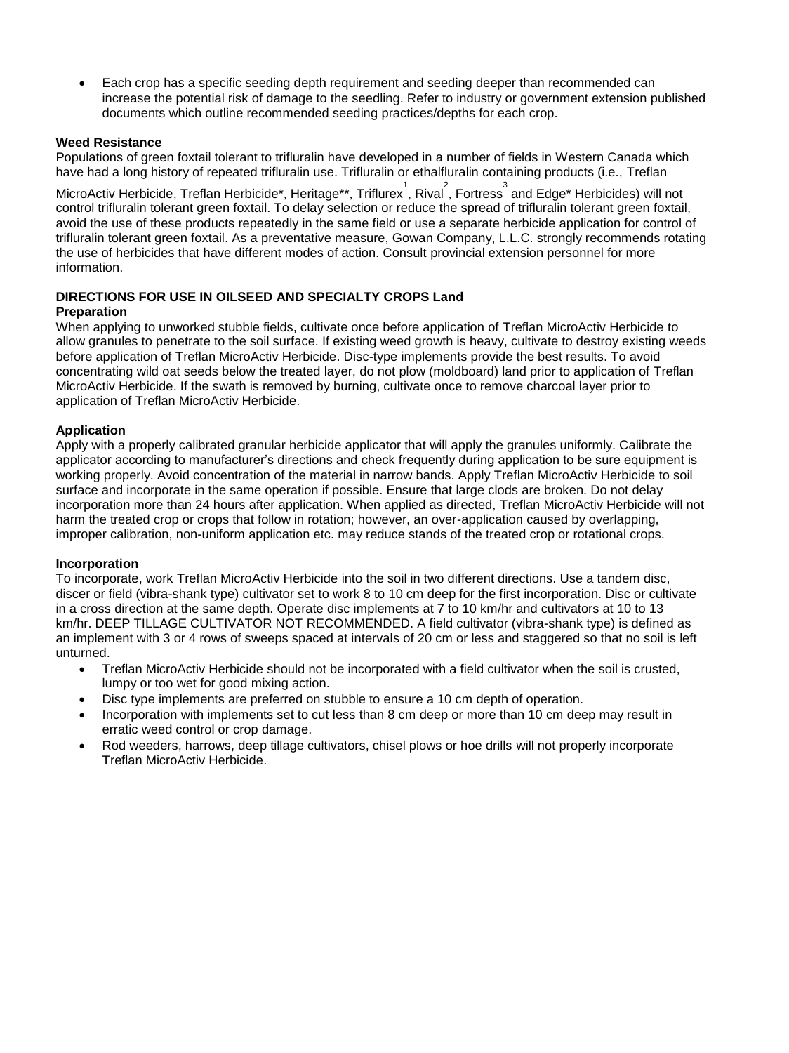- Each crop has a specific seeding depth requirement and seeding deeper than recommended can increase the potential risk of damage to the seedling. Refer to industry or government extension published documents which outline recommended seeding practices/depths for each crop.

**Weed Resistance**

Populations of green foxtail tolerant to trifluralin have developed in a number of fields in Western Canada which have had a long history of repeated trifluralin use. Trifluralin or ethalfluralin containing products (i.e., Treflan MicroActiv Herbicide, Treflan Herbicide*, Heritage**, Triflurex[1], Rival[2], Fortress[3] and Edge* Herbicides) will not control trifluralin tolerant green foxtail. To delay selection or reduce the spread of trifluralin tolerant green foxtail, avoid the use of these products repeatedly in the same field or use a separate herbicide application for control of trifluralin tolerant green foxtail. As a preventative measure, Gowan Company, L.L.C. strongly recommends rotating the use of herbicides that have different modes of action. Consult provincial extension personnel for more information.

**DIRECTIONS FOR USE IN OILSEED AND SPECIALTY CROPS Land Preparation**

When applying to unworked stubble fields, cultivate once before application of Treflan MicroActiv Herbicide to allow granules to penetrate to the soil surface. If existing weed growth is heavy, cultivate to destroy existing weeds before application of Treflan MicroActiv Herbicide. Disc-type implements provide the best results. To avoid concentrating wild oat seeds below the treated layer, do not plow (moldboard) land prior to application of Treflan MicroActiv Herbicide. If the swath is removed by burning, cultivate once to remove charcoal layer prior to application of Treflan MicroActiv Herbicide.

**Application**

Apply with a properly calibrated granular herbicide applicator that will apply the granules uniformly. Calibrate the applicator according to manufacturer's directions and check frequently during application to be sure equipment is working properly. Avoid concentration of the material in narrow bands. Apply Treflan MicroActiv Herbicide to soil surface and incorporate in the same operation if possible. Ensure that large clods are broken. Do not delay incorporation more than 24 hours after application. When applied as directed, Treflan MicroActiv Herbicide will not harm the treated crop or crops that follow in rotation; however, an over-application caused by overlapping, improper calibration, non-uniform application etc. may reduce stands of the treated crop or rotational crops.

**Incorporation**

To incorporate, work Treflan MicroActiv Herbicide into the soil in two different directions. Use a tandem disc, discer or field (vibra-shank type) cultivator set to work 8 to 10 cm deep for the first incorporation. Disc or cultivate in a cross direction at the same depth. Operate disc implements at 7 to 10 km/hr and cultivators at 10 to 13 km/hr. DEEP TILLAGE CULTIVATOR NOT RECOMMENDED. A field cultivator (vibra-shank type) is defined as an implement with 3 or 4 rows of sweeps spaced at intervals of 20 cm or less and staggered so that no soil is left unturned.

- Treflan MicroActiv Herbicide should not be incorporated with a field cultivator when the soil is crusted, lumpy or too wet for good mixing action.
- Disc type implements are preferred on stubble to ensure a 10 cm depth of operation.
- Incorporation with implements set to cut less than 8 cm deep or more than 10 cm deep may result in erratic weed control or crop damage.
- Rod weeders, harrows, deep tillage cultivators, chisel plows or hoe drills will not properly incorporate Treflan MicroActiv Herbicide.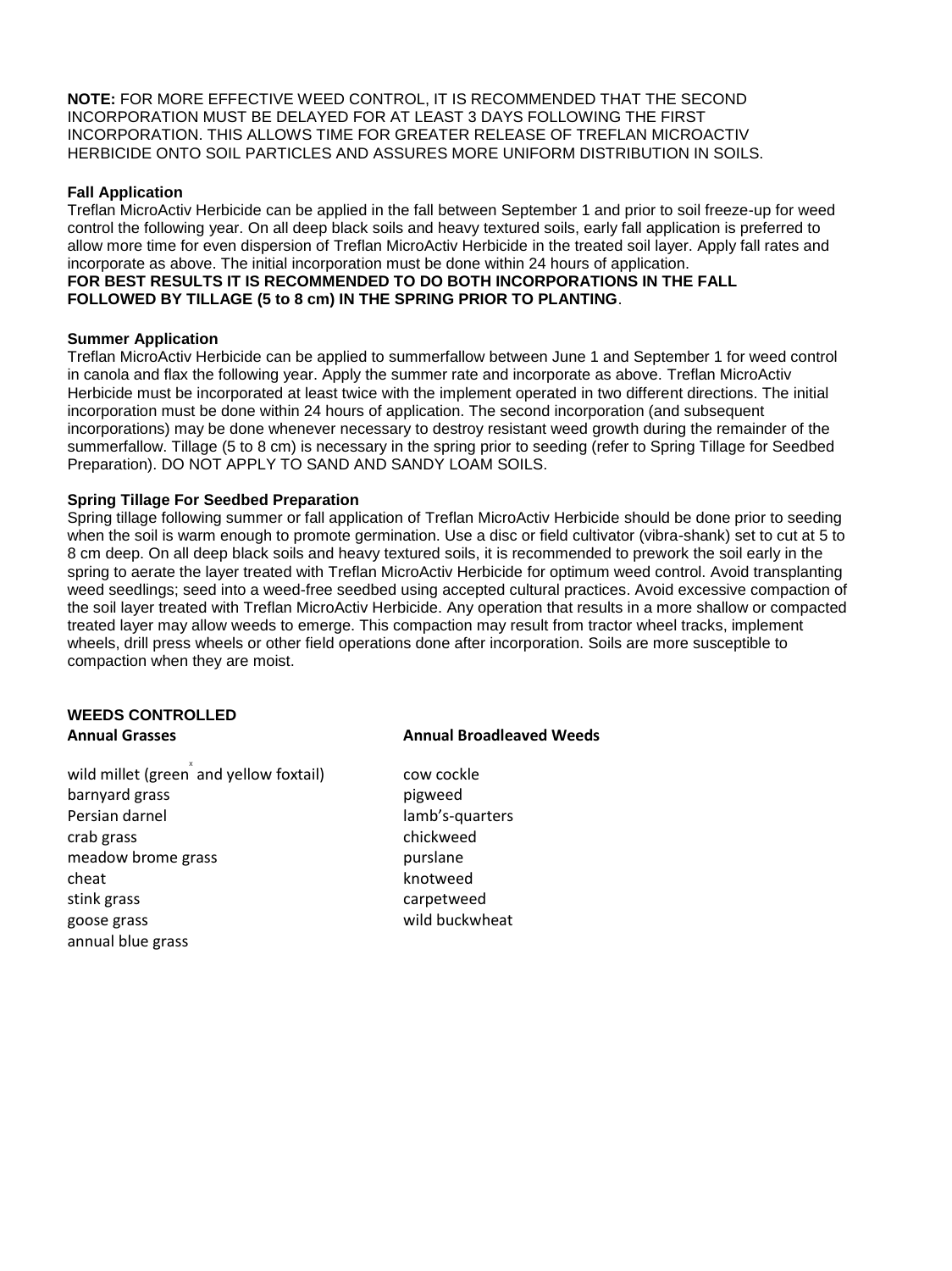**NOTE:** FOR MORE EFFECTIVE WEED CONTROL, IT IS RECOMMENDED THAT THE SECOND INCORPORATION MUST BE DELAYED FOR AT LEAST 3 DAYS FOLLOWING THE FIRST INCORPORATION. THIS ALLOWS TIME FOR GREATER RELEASE OF TREFLAN MICROACTIV HERBICIDE ONTO SOIL PARTICLES AND ASSURES MORE UNIFORM DISTRIBUTION IN SOILS.

**Fall Application**

Treflan MicroActiv Herbicide can be applied in the fall between September 1 and prior to soil freeze-up for weed control the following year. On all deep black soils and heavy textured soils, early fall application is preferred to allow more time for even dispersion of Treflan MicroActiv Herbicide in the treated soil layer. Apply fall rates and incorporate as above. The initial incorporation must be done within 24 hours of application.

**FOR BEST RESULTS IT IS RECOMMENDED TO DO BOTH INCORPORATIONS IN THE FALL FOLLOWED BY TILLAGE (5 to 8 cm) IN THE SPRING PRIOR TO PLANTING**.

**Summer Application**

Treflan MicroActiv Herbicide can be applied to summerfallow between June 1 and September 1 for weed control in canola and flax the following year. Apply the summer rate and incorporate as above. Treflan MicroActiv Herbicide must be incorporated at least twice with the implement operated in two different directions. The initial incorporation must be done within 24 hours of application. The second incorporation (and subsequent incorporations) may be done whenever necessary to destroy resistant weed growth during the remainder of the summerfallow. Tillage (5 to 8 cm) is necessary in the spring prior to seeding (refer to Spring Tillage for Seedbed Preparation). DO NOT APPLY TO SAND AND SANDY LOAM SOILS.

**Spring Tillage For Seedbed Preparation**

Spring tillage following summer or fall application of Treflan MicroActiv Herbicide should be done prior to seeding when the soil is warm enough to promote germination. Use a disc or field cultivator (vibra-shank) set to cut at 5 to 8 cm deep. On all deep black soils and heavy textured soils, it is recommended to prework the soil early in the spring to aerate the layer treated with Treflan MicroActiv Herbicide for optimum weed control. Avoid transplanting weed seedlings; seed into a weed-free seedbed using accepted cultural practices. Avoid excessive compaction of the soil layer treated with Treflan MicroActiv Herbicide. Any operation that results in a more shallow or compacted treated layer may allow weeds to emerge. This compaction may result from tractor wheel tracks, implement wheels, drill press wheels or other field operations done after incorporation. Soils are more susceptible to compaction when they are moist.

**WEEDS CONTROLLED**

| Annual Grasses | Annual Broadleaved Weeds |
| --- | --- |
| wild millet (green[x] and yellow foxtail) | cow cockle |
| barnyard grass | pigweed |
| Persian darnel | lamb's-quarters |
| crab grass | chickweed |
| meadow brome grass | purslane |
| cheat | knotweed |
| stink grass | carpetweed |
| goose grass | wild buckwheat |
| annual blue grass | |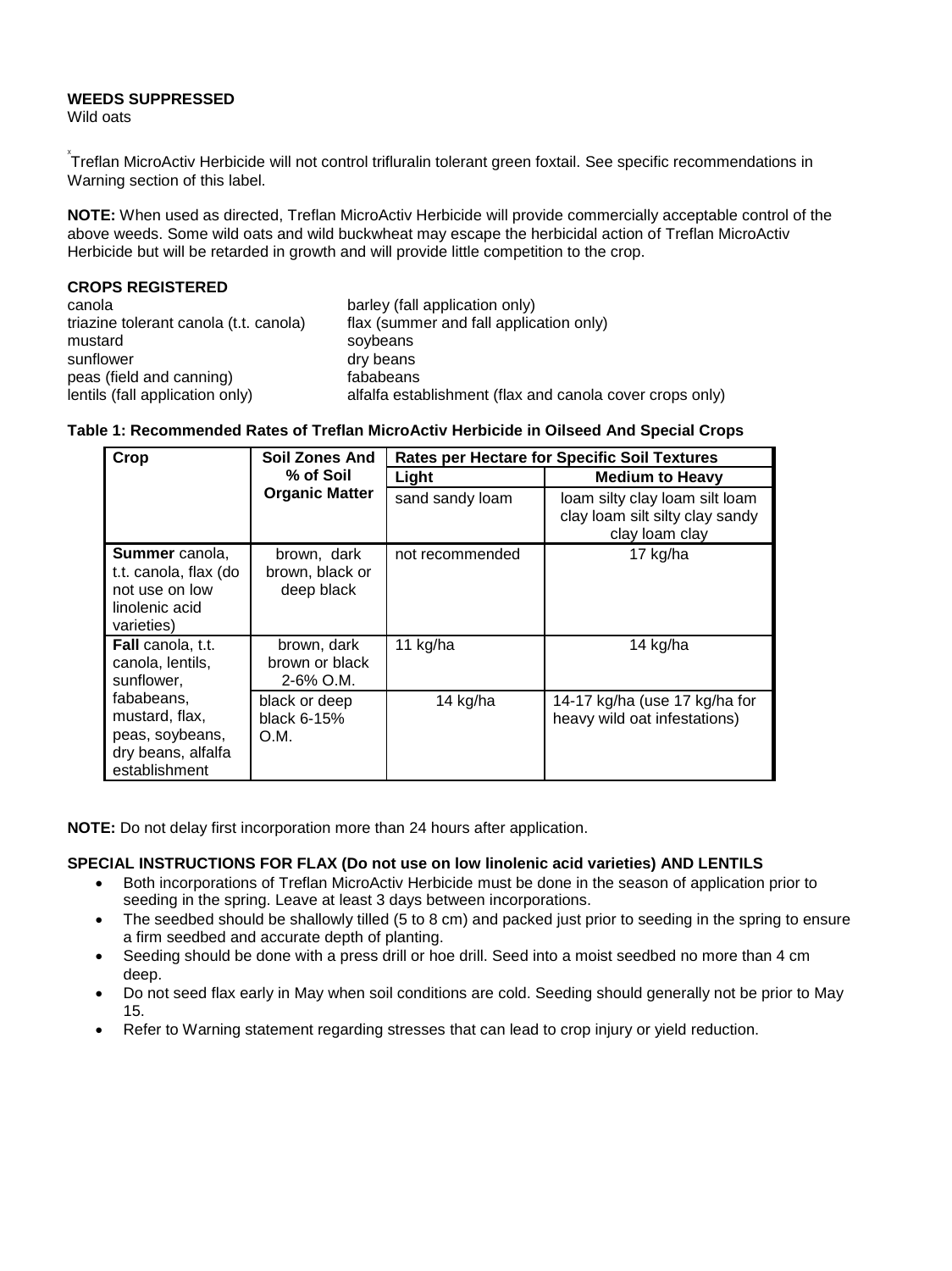**WEEDS SUPPRESSED**
Wild oats

[x]Treflan MicroActiv Herbicide will not control trifluralin tolerant green foxtail. See specific recommendations in Warning section of this label.

**NOTE:** When used as directed, Treflan MicroActiv Herbicide will provide commercially acceptable control of the above weeds. Some wild oats and wild buckwheat may escape the herbicidal action of Treflan MicroActiv Herbicide but will be retarded in growth and will provide little competition to the crop.

**CROPS REGISTERED**

- canola
- triazine tolerant canola (t.t. canola)
- mustard
- sunflower
- peas (field and canning)
- lentils (fall application only)
- barley (fall application only)
- flax (summer and fall application only)
- soybeans
- dry beans
- fababeans
- alfalfa establishment (flax and canola cover crops only)

**Table 1: Recommended Rates of Treflan MicroActiv Herbicide in Oilseed And Special Crops**

| Crop | Soil Zones And % of Soil Organic Matter | Rates per Hectare for Specific Soil Textures | |
|---|---|---|---|
| | | **Light** | **Medium to Heavy** |
| | | sand sandy loam | loam silty clay loam silt loam clay loam silt silty clay sandy clay loam clay |
| **Summer** canola, t.t. canola, flax (do not use on low linolenic acid varieties) | brown, dark brown, black or deep black | not recommended | 17 kg/ha |
| **Fall** canola, t.t. canola, lentils, sunflower, fababeans, mustard, flax, peas, soybeans, dry beans, alfalfa establishment | brown, dark brown or black 2-6% O.M. | 11 kg/ha | 14 kg/ha |
| | black or deep black 6-15% O.M. | 14 kg/ha | 14-17 kg/ha (use 17 kg/ha for heavy wild oat infestations) |

**NOTE:** Do not delay first incorporation more than 24 hours after application.

**SPECIAL INSTRUCTIONS FOR FLAX (Do not use on low linolenic acid varieties) AND LENTILS**

- Both incorporations of Treflan MicroActiv Herbicide must be done in the season of application prior to seeding in the spring. Leave at least 3 days between incorporations.
- The seedbed should be shallowly tilled (5 to 8 cm) and packed just prior to seeding in the spring to ensure a firm seedbed and accurate depth of planting.
- Seeding should be done with a press drill or hoe drill. Seed into a moist seedbed no more than 4 cm deep.
- Do not seed flax early in May when soil conditions are cold. Seeding should generally not be prior to May 15.
- Refer to Warning statement regarding stresses that can lead to crop injury or yield reduction.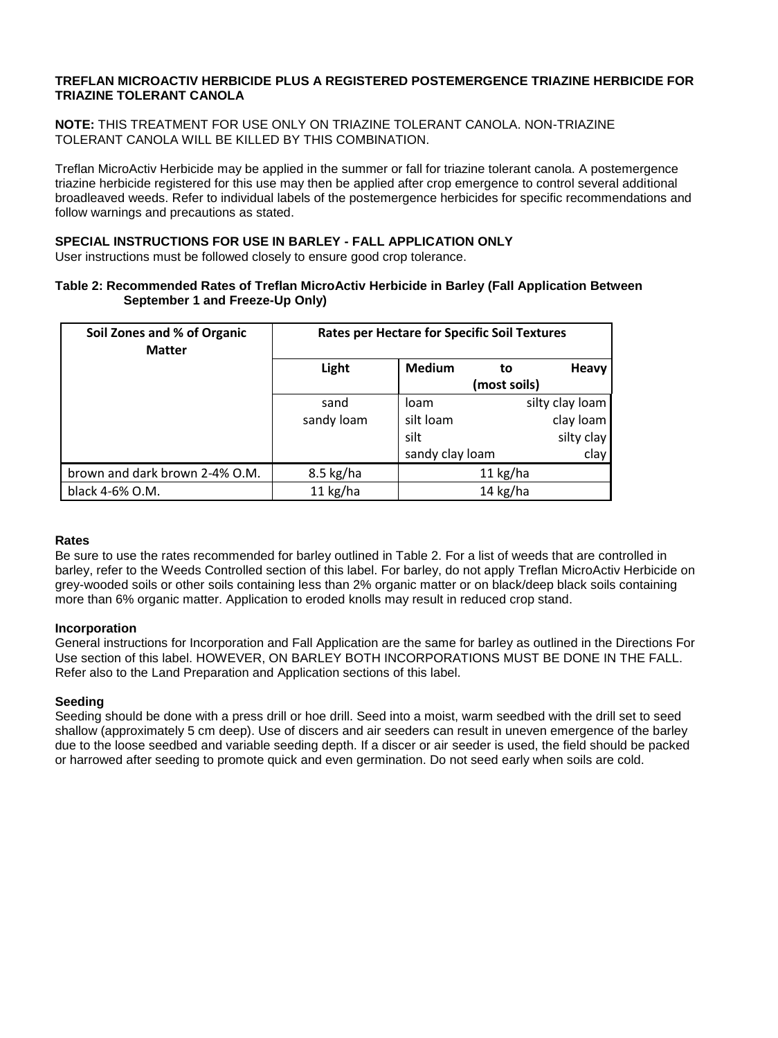### TREFLAN MICROACTIV HERBICIDE PLUS A REGISTERED POSTEMERGENCE TRIAZINE HERBICIDE FOR TRIAZINE TOLERANT CANOLA

**NOTE:** THIS TREATMENT FOR USE ONLY ON TRIAZINE TOLERANT CANOLA. NON-TRIAZINE TOLERANT CANOLA WILL BE KILLED BY THIS COMBINATION.

Treflan MicroActiv Herbicide may be applied in the summer or fall for triazine tolerant canola. A postemergence triazine herbicide registered for this use may then be applied after crop emergence to control several additional broadleaved weeds. Refer to individual labels of the postemergence herbicides for specific recommendations and follow warnings and precautions as stated.

### SPECIAL INSTRUCTIONS FOR USE IN BARLEY - FALL APPLICATION ONLY

User instructions must be followed closely to ensure good crop tolerance.

**Table 2: Recommended Rates of Treflan MicroActiv Herbicide in Barley (Fall Application Between September 1 and Freeze-Up Only)**

| Soil Zones and % of Organic Matter | Rates per Hectare for Specific Soil Textures | |
|---|---|---|
| | **Light** | **Medium to Heavy (most soils)** |
| | sand<br>sandy loam | loam, silt loam, silt, sandy clay loam, silty clay loam, clay loam, silty clay, clay |
| brown and dark brown 2-4% O.M. | 8.5 kg/ha | 11 kg/ha |
| black 4-6% O.M. | 11 kg/ha | 14 kg/ha |

#### Rates

Be sure to use the rates recommended for barley outlined in Table 2. For a list of weeds that are controlled in barley, refer to the Weeds Controlled section of this label. For barley, do not apply Treflan MicroActiv Herbicide on grey-wooded soils or other soils containing less than 2% organic matter or on black/deep black soils containing more than 6% organic matter. Application to eroded knolls may result in reduced crop stand.

#### Incorporation

General instructions for Incorporation and Fall Application are the same for barley as outlined in the Directions For Use section of this label. HOWEVER, ON BARLEY BOTH INCORPORATIONS MUST BE DONE IN THE FALL. Refer also to the Land Preparation and Application sections of this label.

#### Seeding

Seeding should be done with a press drill or hoe drill. Seed into a moist, warm seedbed with the drill set to seed shallow (approximately 5 cm deep). Use of discers and air seeders can result in uneven emergence of the barley due to the loose seedbed and variable seeding depth. If a discer or air seeder is used, the field should be packed or harrowed after seeding to promote quick and even germination. Do not seed early when soils are cold.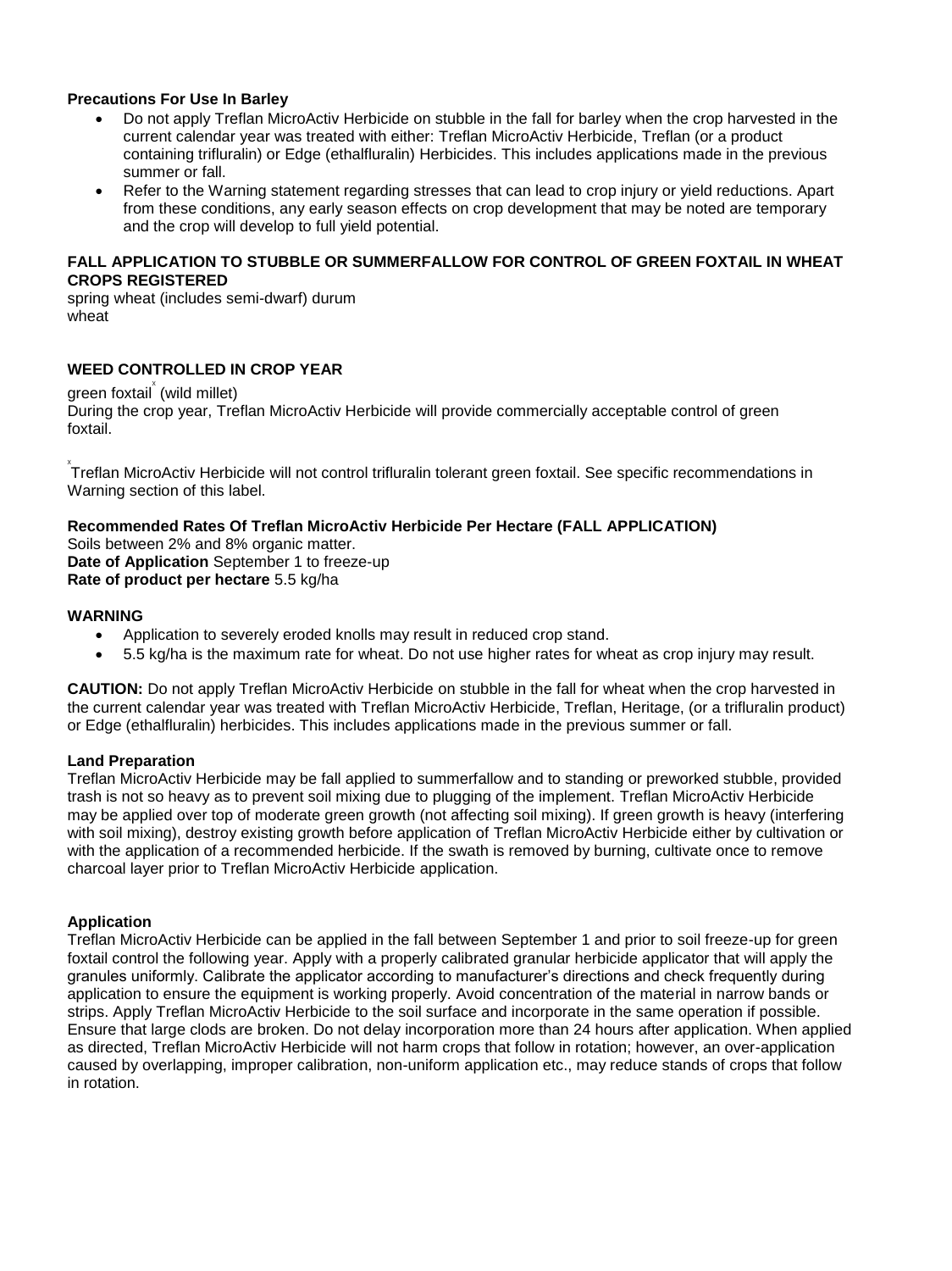**Precautions For Use In Barley**

- Do not apply Treflan MicroActiv Herbicide on stubble in the fall for barley when the crop harvested in the current calendar year was treated with either: Treflan MicroActiv Herbicide, Treflan (or a product containing trifluralin) or Edge (ethalfluralin) Herbicides. This includes applications made in the previous summer or fall.
- Refer to the Warning statement regarding stresses that can lead to crop injury or yield reductions. Apart from these conditions, any early season effects on crop development that may be noted are temporary and the crop will develop to full yield potential.

**FALL APPLICATION TO STUBBLE OR SUMMERFALLOW FOR CONTROL OF GREEN FOXTAIL IN WHEAT CROPS REGISTERED**

spring wheat (includes semi-dwarf) durum wheat

**WEED CONTROLLED IN CROP YEAR**

green foxtail[x] (wild millet)

During the crop year, Treflan MicroActiv Herbicide will provide commercially acceptable control of green foxtail.

[x]Treflan MicroActiv Herbicide will not control trifluralin tolerant green foxtail. See specific recommendations in Warning section of this label.

**Recommended Rates Of Treflan MicroActiv Herbicide Per Hectare (FALL APPLICATION)**

Soils between 2% and 8% organic matter.

**Date of Application** September 1 to freeze-up

**Rate of product per hectare** 5.5 kg/ha

**WARNING**

- Application to severely eroded knolls may result in reduced crop stand.
- 5.5 kg/ha is the maximum rate for wheat. Do not use higher rates for wheat as crop injury may result.

**CAUTION:** Do not apply Treflan MicroActiv Herbicide on stubble in the fall for wheat when the crop harvested in the current calendar year was treated with Treflan MicroActiv Herbicide, Treflan, Heritage, (or a trifluralin product) or Edge (ethalfluralin) herbicides. This includes applications made in the previous summer or fall.

**Land Preparation**

Treflan MicroActiv Herbicide may be fall applied to summerfallow and to standing or preworked stubble, provided trash is not so heavy as to prevent soil mixing due to plugging of the implement. Treflan MicroActiv Herbicide may be applied over top of moderate green growth (not affecting soil mixing). If green growth is heavy (interfering with soil mixing), destroy existing growth before application of Treflan MicroActiv Herbicide either by cultivation or with the application of a recommended herbicide. If the swath is removed by burning, cultivate once to remove charcoal layer prior to Treflan MicroActiv Herbicide application.

**Application**

Treflan MicroActiv Herbicide can be applied in the fall between September 1 and prior to soil freeze-up for green foxtail control the following year. Apply with a properly calibrated granular herbicide applicator that will apply the granules uniformly. Calibrate the applicator according to manufacturer's directions and check frequently during application to ensure the equipment is working properly. Avoid concentration of the material in narrow bands or strips. Apply Treflan MicroActiv Herbicide to the soil surface and incorporate in the same operation if possible. Ensure that large clods are broken. Do not delay incorporation more than 24 hours after application. When applied as directed, Treflan MicroActiv Herbicide will not harm crops that follow in rotation; however, an over-application caused by overlapping, improper calibration, non-uniform application etc., may reduce stands of crops that follow in rotation.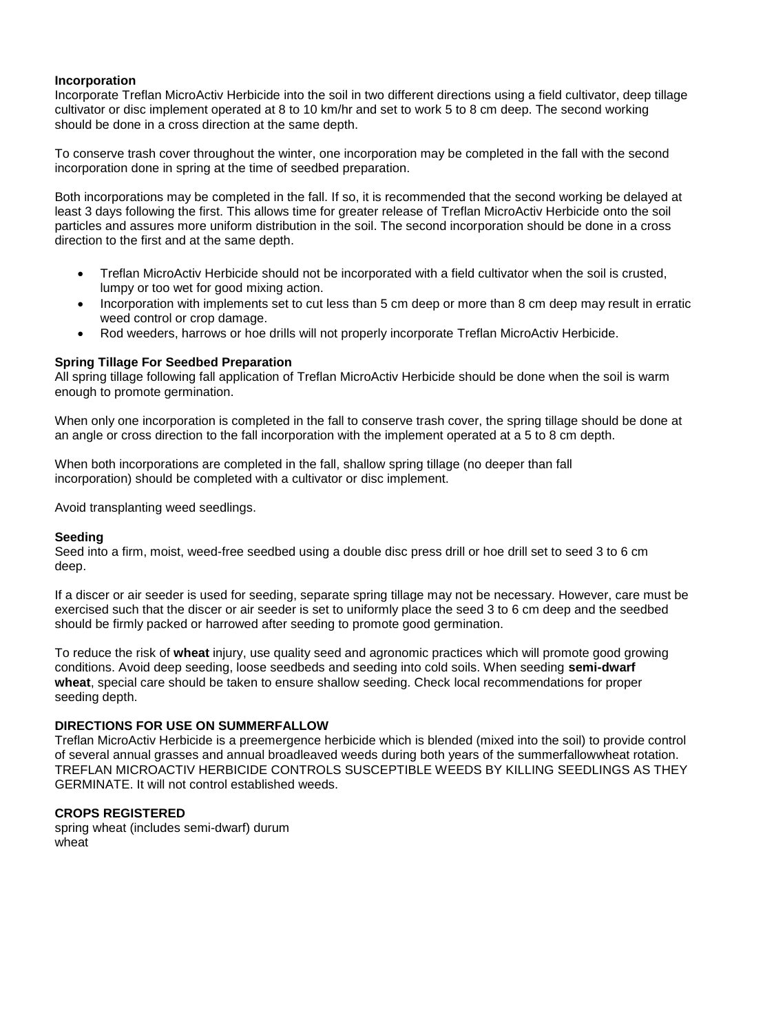**Incorporation**

Incorporate Treflan MicroActiv Herbicide into the soil in two different directions using a field cultivator, deep tillage cultivator or disc implement operated at 8 to 10 km/hr and set to work 5 to 8 cm deep. The second working should be done in a cross direction at the same depth.

To conserve trash cover throughout the winter, one incorporation may be completed in the fall with the second incorporation done in spring at the time of seedbed preparation.

Both incorporations may be completed in the fall. If so, it is recommended that the second working be delayed at least 3 days following the first. This allows time for greater release of Treflan MicroActiv Herbicide onto the soil particles and assures more uniform distribution in the soil. The second incorporation should be done in a cross direction to the first and at the same depth.

- Treflan MicroActiv Herbicide should not be incorporated with a field cultivator when the soil is crusted, lumpy or too wet for good mixing action.
- Incorporation with implements set to cut less than 5 cm deep or more than 8 cm deep may result in erratic weed control or crop damage.
- Rod weeders, harrows or hoe drills will not properly incorporate Treflan MicroActiv Herbicide.

**Spring Tillage For Seedbed Preparation**

All spring tillage following fall application of Treflan MicroActiv Herbicide should be done when the soil is warm enough to promote germination.

When only one incorporation is completed in the fall to conserve trash cover, the spring tillage should be done at an angle or cross direction to the fall incorporation with the implement operated at a 5 to 8 cm depth.

When both incorporations are completed in the fall, shallow spring tillage (no deeper than fall incorporation) should be completed with a cultivator or disc implement.

Avoid transplanting weed seedlings.

**Seeding**

Seed into a firm, moist, weed-free seedbed using a double disc press drill or hoe drill set to seed 3 to 6 cm deep.

If a discer or air seeder is used for seeding, separate spring tillage may not be necessary. However, care must be exercised such that the discer or air seeder is set to uniformly place the seed 3 to 6 cm deep and the seedbed should be firmly packed or harrowed after seeding to promote good germination.

To reduce the risk of **wheat** injury, use quality seed and agronomic practices which will promote good growing conditions. Avoid deep seeding, loose seedbeds and seeding into cold soils. When seeding **semi-dwarf wheat**, special care should be taken to ensure shallow seeding. Check local recommendations for proper seeding depth.

**DIRECTIONS FOR USE ON SUMMERFALLOW**

Treflan MicroActiv Herbicide is a preemergence herbicide which is blended (mixed into the soil) to provide control of several annual grasses and annual broadleaved weeds during both years of the summerfallowwheat rotation. TREFLAN MICROACTIV HERBICIDE CONTROLS SUSCEPTIBLE WEEDS BY KILLING SEEDLINGS AS THEY GERMINATE. It will not control established weeds.

**CROPS REGISTERED**

spring wheat (includes semi-dwarf) durum wheat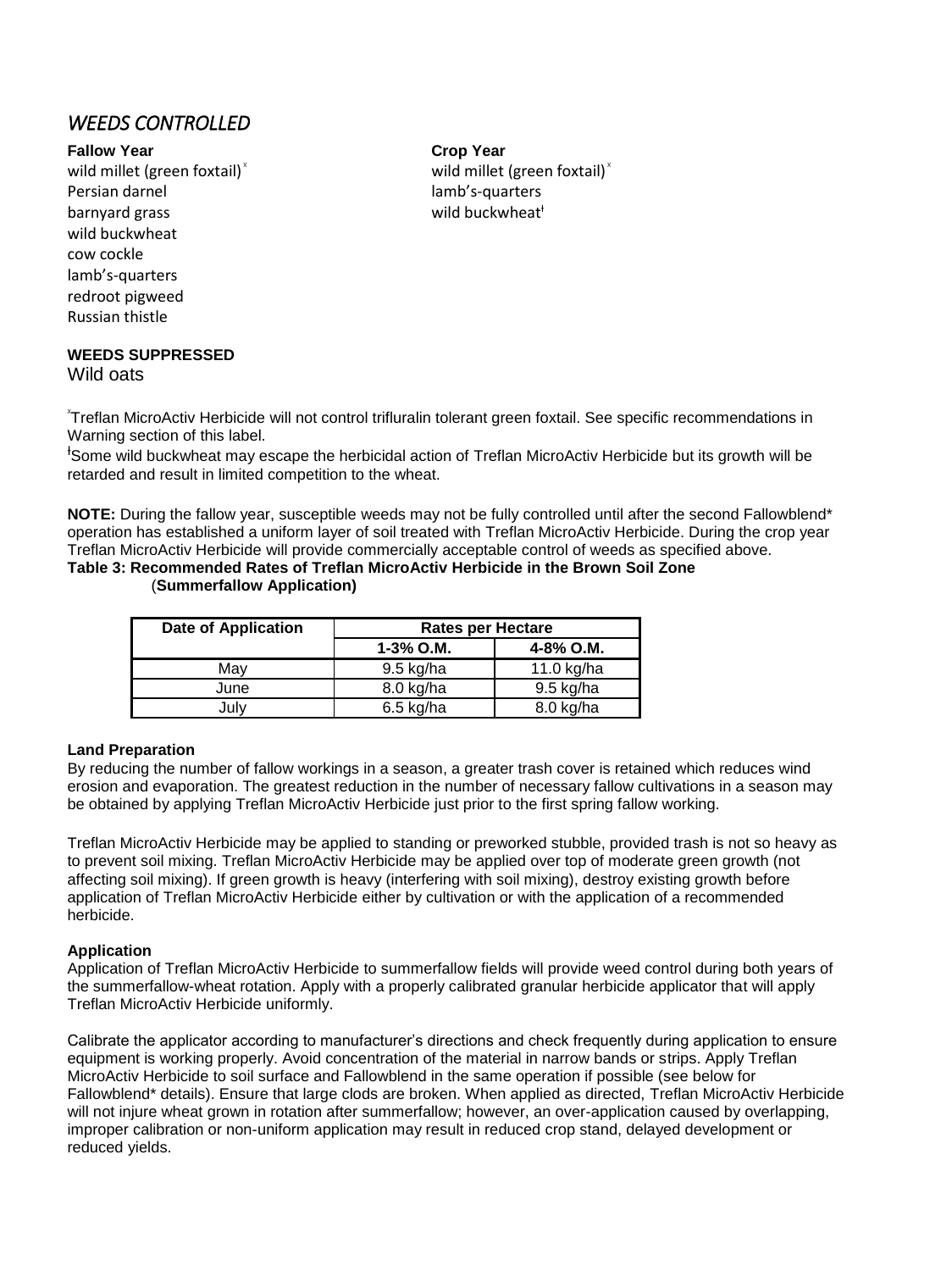## *WEEDS CONTROLLED*

**Fallow Year**

wild millet (green foxtail)ˣ
Persian darnel
barnyard grass
wild buckwheat
cow cockle
lamb's-quarters
redroot pigweed
Russian thistle

**Crop Year**

wild millet (green foxtail)ˣ
lamb's-quarters
wild buckwheatᵼ

**WEEDS SUPPRESSED**

Wild oats

ˣTreflan MicroActiv Herbicide will not control trifluralin tolerant green foxtail. See specific recommendations in Warning section of this label.

ᵼSome wild buckwheat may escape the herbicidal action of Treflan MicroActiv Herbicide but its growth will be retarded and result in limited competition to the wheat.

**NOTE:** During the fallow year, susceptible weeds may not be fully controlled until after the second Fallowblend* operation has established a uniform layer of soil treated with Treflan MicroActiv Herbicide. During the crop year Treflan MicroActiv Herbicide will provide commercially acceptable control of weeds as specified above.

**Table 3: Recommended Rates of Treflan MicroActiv Herbicide in the Brown Soil Zone (Summerfallow Application)**

| Date of Application | Rates per Hectare | |
|---|---|---|
| | 1-3% O.M. | 4-8% O.M. |
| May | 9.5 kg/ha | 11.0 kg/ha |
| June | 8.0 kg/ha | 9.5 kg/ha |
| July | 6.5 kg/ha | 8.0 kg/ha |

**Land Preparation**

By reducing the number of fallow workings in a season, a greater trash cover is retained which reduces wind erosion and evaporation. The greatest reduction in the number of necessary fallow cultivations in a season may be obtained by applying Treflan MicroActiv Herbicide just prior to the first spring fallow working.

Treflan MicroActiv Herbicide may be applied to standing or preworked stubble, provided trash is not so heavy as to prevent soil mixing. Treflan MicroActiv Herbicide may be applied over top of moderate green growth (not affecting soil mixing). If green growth is heavy (interfering with soil mixing), destroy existing growth before application of Treflan MicroActiv Herbicide either by cultivation or with the application of a recommended herbicide.

**Application**

Application of Treflan MicroActiv Herbicide to summerfallow fields will provide weed control during both years of the summerfallow-wheat rotation. Apply with a properly calibrated granular herbicide applicator that will apply Treflan MicroActiv Herbicide uniformly.

Calibrate the applicator according to manufacturer's directions and check frequently during application to ensure equipment is working properly. Avoid concentration of the material in narrow bands or strips. Apply Treflan MicroActiv Herbicide to soil surface and Fallowblend in the same operation if possible (see below for Fallowblend* details). Ensure that large clods are broken. When applied as directed, Treflan MicroActiv Herbicide will not injure wheat grown in rotation after summerfallow; however, an over-application caused by overlapping, improper calibration or non-uniform application may result in reduced crop stand, delayed development or reduced yields.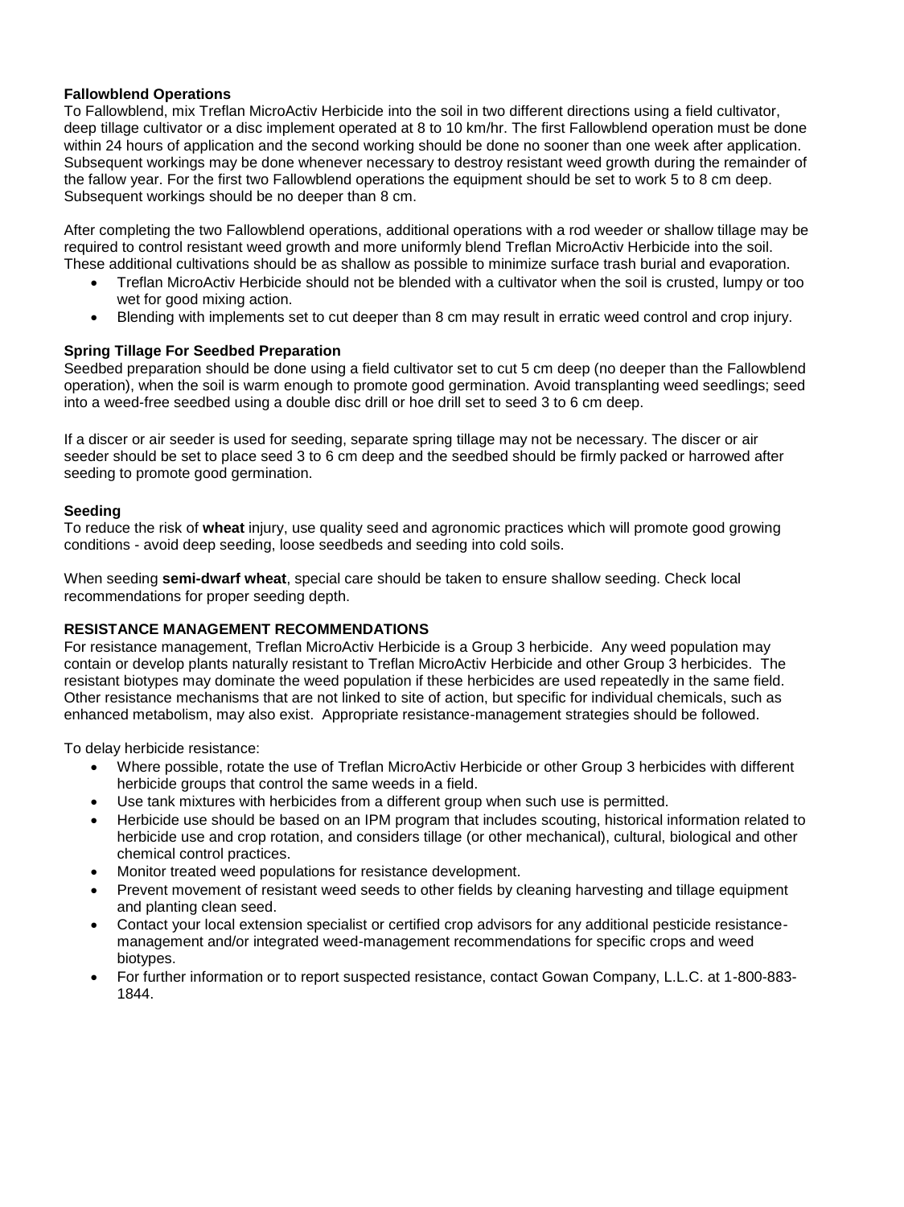**Fallowblend Operations**

To Fallowblend, mix Treflan MicroActiv Herbicide into the soil in two different directions using a field cultivator, deep tillage cultivator or a disc implement operated at 8 to 10 km/hr. The first Fallowblend operation must be done within 24 hours of application and the second working should be done no sooner than one week after application. Subsequent workings may be done whenever necessary to destroy resistant weed growth during the remainder of the fallow year. For the first two Fallowblend operations the equipment should be set to work 5 to 8 cm deep. Subsequent workings should be no deeper than 8 cm.

After completing the two Fallowblend operations, additional operations with a rod weeder or shallow tillage may be required to control resistant weed growth and more uniformly blend Treflan MicroActiv Herbicide into the soil. These additional cultivations should be as shallow as possible to minimize surface trash burial and evaporation.

- Treflan MicroActiv Herbicide should not be blended with a cultivator when the soil is crusted, lumpy or too wet for good mixing action.
- Blending with implements set to cut deeper than 8 cm may result in erratic weed control and crop injury.

**Spring Tillage For Seedbed Preparation**

Seedbed preparation should be done using a field cultivator set to cut 5 cm deep (no deeper than the Fallowblend operation), when the soil is warm enough to promote good germination. Avoid transplanting weed seedlings; seed into a weed-free seedbed using a double disc drill or hoe drill set to seed 3 to 6 cm deep.

If a discer or air seeder is used for seeding, separate spring tillage may not be necessary. The discer or air seeder should be set to place seed 3 to 6 cm deep and the seedbed should be firmly packed or harrowed after seeding to promote good germination.

**Seeding**

To reduce the risk of **wheat** injury, use quality seed and agronomic practices which will promote good growing conditions - avoid deep seeding, loose seedbeds and seeding into cold soils.

When seeding **semi-dwarf wheat**, special care should be taken to ensure shallow seeding. Check local recommendations for proper seeding depth.

**RESISTANCE MANAGEMENT RECOMMENDATIONS**

For resistance management, Treflan MicroActiv Herbicide is a Group 3 herbicide. Any weed population may contain or develop plants naturally resistant to Treflan MicroActiv Herbicide and other Group 3 herbicides. The resistant biotypes may dominate the weed population if these herbicides are used repeatedly in the same field. Other resistance mechanisms that are not linked to site of action, but specific for individual chemicals, such as enhanced metabolism, may also exist. Appropriate resistance-management strategies should be followed.

To delay herbicide resistance:

- Where possible, rotate the use of Treflan MicroActiv Herbicide or other Group 3 herbicides with different herbicide groups that control the same weeds in a field.
- Use tank mixtures with herbicides from a different group when such use is permitted.
- Herbicide use should be based on an IPM program that includes scouting, historical information related to herbicide use and crop rotation, and considers tillage (or other mechanical), cultural, biological and other chemical control practices.
- Monitor treated weed populations for resistance development.
- Prevent movement of resistant weed seeds to other fields by cleaning harvesting and tillage equipment and planting clean seed.
- Contact your local extension specialist or certified crop advisors for any additional pesticide resistance-management and/or integrated weed-management recommendations for specific crops and weed biotypes.
- For further information or to report suspected resistance, contact Gowan Company, L.L.C. at 1-800-883-1844.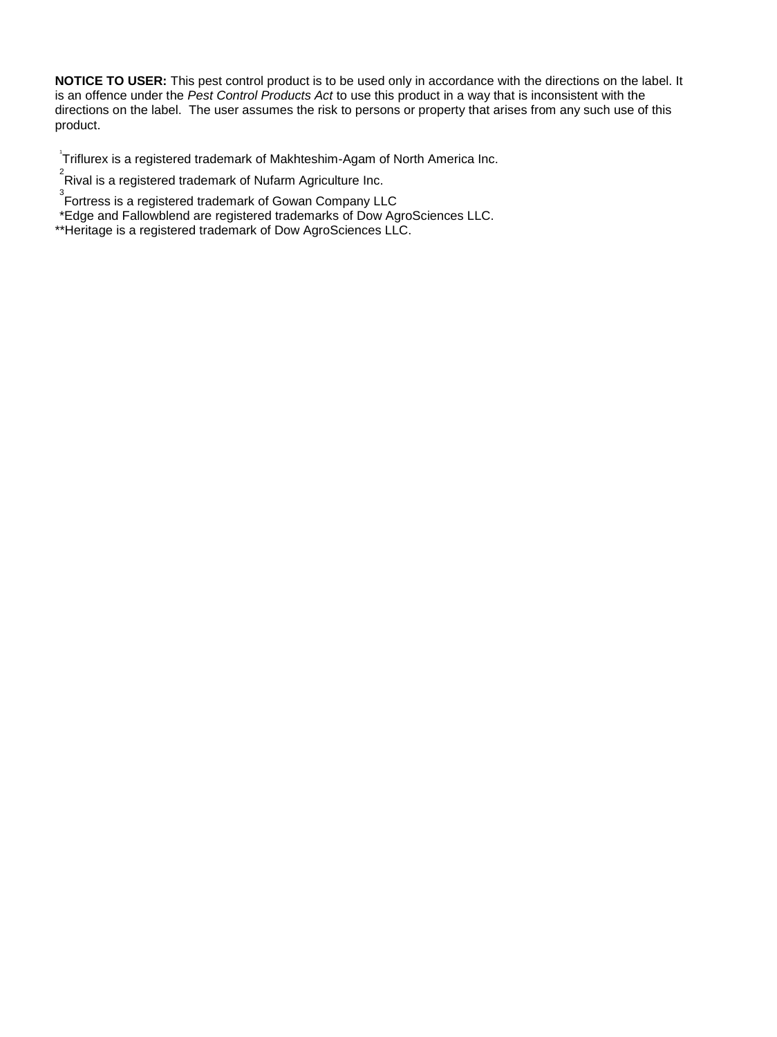**NOTICE TO USER:** This pest control product is to be used only in accordance with the directions on the label. It is an offence under the *Pest Control Products Act* to use this product in a way that is inconsistent with the directions on the label. The user assumes the risk to persons or property that arises from any such use of this product.

[1]Triflurex is a registered trademark of Makhteshim-Agam of North America Inc.

[2]Rival is a registered trademark of Nufarm Agriculture Inc.

[3]Fortress is a registered trademark of Gowan Company LLC

*Edge and Fallowblend are registered trademarks of Dow AgroSciences LLC.

**Heritage is a registered trademark of Dow AgroSciences LLC.